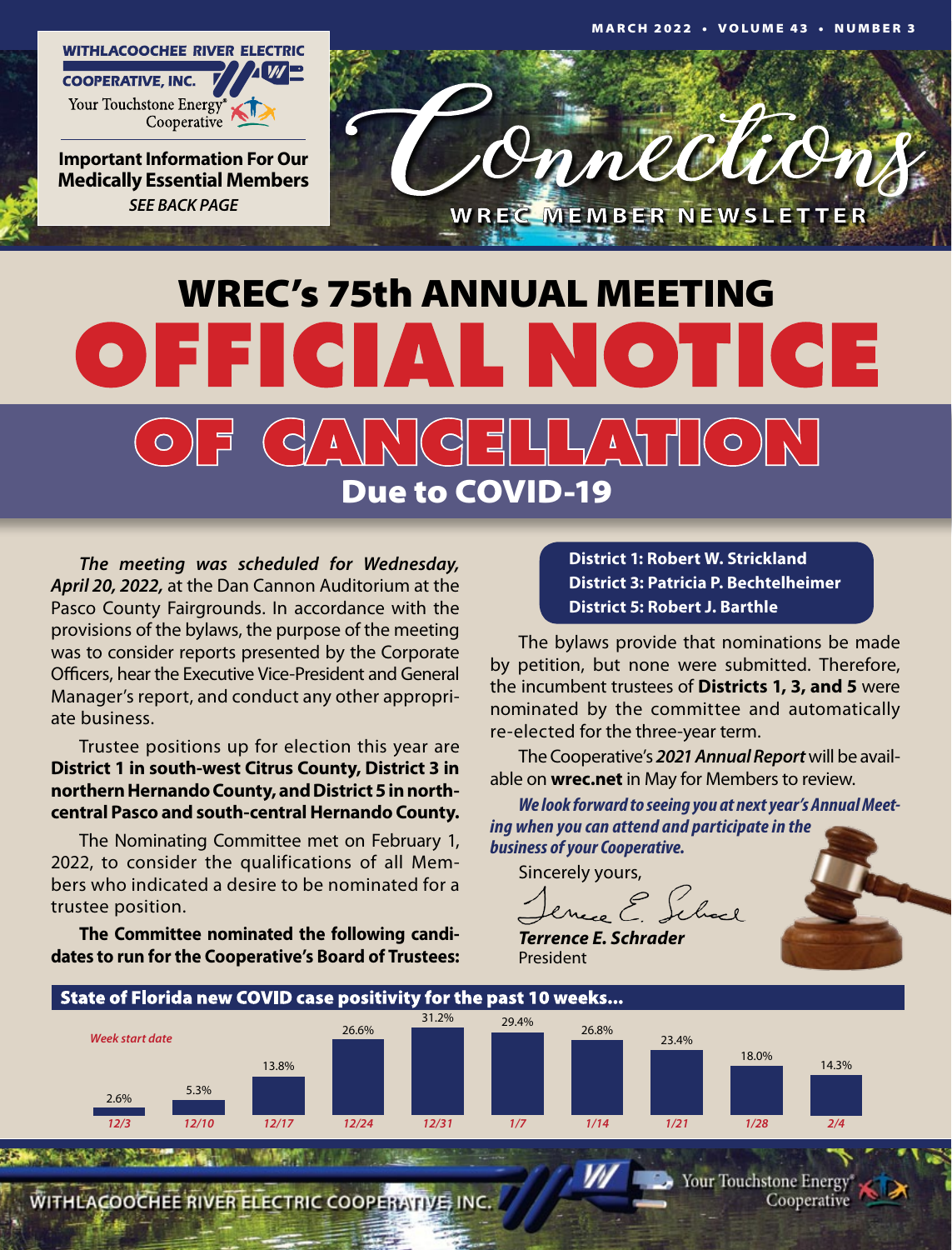MARCH 2022 • VOLUME 43 • NUMBER 3

WITHLACOOCHEE RIVER ELECTRIC COOPERATIVE, INC.
Your Touchstone Energy® Cooperative

**Important Information For Our Medically Essential Members**
*SEE BACK PAGE*

# Connections
WREC MEMBER NEWSLETTER

# WREC's 75th ANNUAL MEETING
# OFFICIAL NOTICE OF CANCELLATION
## Due to COVID-19

***The meeting was scheduled for Wednesday, April 20, 2022,*** at the Dan Cannon Auditorium at the Pasco County Fairgrounds. In accordance with the provisions of the bylaws, the purpose of the meeting was to consider reports presented by the Corporate Officers, hear the Executive Vice-President and General Manager's report, and conduct any other appropriate business.

Trustee positions up for election this year are **District 1 in south-west Citrus County, District 3 in northern Hernando County, and District 5 in north-central Pasco and south-central Hernando County.**

The Nominating Committee met on February 1, 2022, to consider the qualifications of all Members who indicated a desire to be nominated for a trustee position.

**The Committee nominated the following candidates to run for the Cooperative's Board of Trustees:**

**District 1: Robert W. Strickland**
**District 3: Patricia P. Bechtelheimer**
**District 5: Robert J. Barthle**

The bylaws provide that nominations be made by petition, but none were submitted. Therefore, the incumbent trustees of **Districts 1, 3, and 5** were nominated by the committee and automatically re-elected for the three-year term.

The Cooperative's ***2021 Annual Report*** will be available on **wrec.net** in May for Members to review.

***We look forward to seeing you at next year's Annual Meeting when you can attend and participate in the business of your Cooperative.***

Sincerely yours,

***Terrence E. Schrader***
President

**State of Florida new COVID case positivity for the past 10 weeks...**

| *Week start date* | 12/3 | 12/10 | 12/17 | 12/24 | 12/31 | 1/7 | 1/14 | 1/21 | 1/28 | 2/4 |
|---|---|---|---|---|---|---|---|---|---|---|
| Positivity | 2.6% | 5.3% | 13.8% | 26.6% | 31.2% | 29.4% | 26.8% | 23.4% | 18.0% | 14.3% |

WITHLACOOCHEE RIVER ELECTRIC COOPERATIVE, INC.
Your Touchstone Energy® Cooperative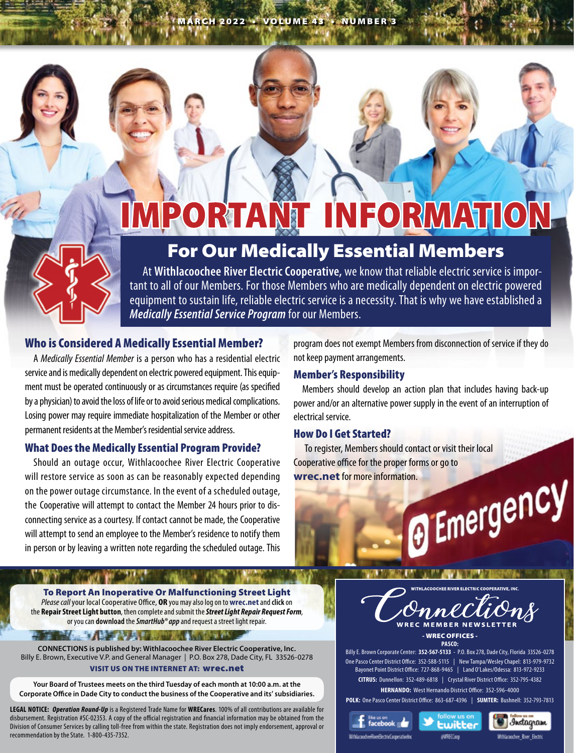# IMPORTANT INFORMATION

## For Our Medically Essential Members

At **Withlacoochee River Electric Cooperative,** we know that reliable electric service is important to all of our Members. For those Members who are medically dependent on electric powered equipment to sustain life, reliable electric service is a necessity. That is why we have established a ***Medically Essential Service Program*** for our Members.

### Who is Considered A Medically Essential Member?

A *Medically Essential Member* is a person who has a residential electric service and is medically dependent on electric powered equipment. This equipment must be operated continuously or as circumstances require (as specified by a physician) to avoid the loss of life or to avoid serious medical complications. Losing power may require immediate hospitalization of the Member or other permanent residents at the Member's residential service address.

### What Does the Medically Essential Program Provide?

Should an outage occur, Withlacoochee River Electric Cooperative will restore service as soon as can be reasonably expected depending on the power outage circumstance. In the event of a scheduled outage, the Cooperative will attempt to contact the Member 24 hours prior to disconnecting service as a courtesy. If contact cannot be made, the Cooperative will attempt to send an employee to the Member's residence to notify them in person or by leaving a written note regarding the scheduled outage. This program does not exempt Members from disconnection of service if they do not keep payment arrangements.

### Member's Responsibility

Members should develop an action plan that includes having back-up power and/or an alternative power supply in the event of an interruption of electrical service.

### How Do I Get Started?

To register, Members should contact or visit their local Cooperative office for the proper forms or go to **wrec.net** for more information.

**To Report An Inoperative Or Malfunctioning Street Light**
*Please call* your local Cooperative Office, **OR** you may also log on to **wrec.net** and **click** on the **Repair Street Light button**, then complete and submit the ***Street Light Repair Request Form***, or you can **download** the ***SmartHub® app*** and request a street light repair.

**CONNECTIONS is published by: Withlacoochee River Electric Cooperative, Inc.**
Billy E. Brown, Executive V.P. and General Manager | P.O. Box 278, Dade City, FL 33526-0278
**VISIT US ON THE INTERNET AT: wrec.net**

**Your Board of Trustees meets on the third Tuesday of each month at 10:00 a.m. at the Corporate Office in Dade City to conduct the business of the Cooperative and its' subsidiaries.**

**LEGAL NOTICE:** ***Operation Round-Up*** is a Registered Trade Name for **WRECares**. 100% of all contributions are available for disbursement. Registration #SC-02353. A copy of the official registration and financial information may be obtained from the Division of Consumer Services by calling toll-free from within the state. Registration does not imply endorsement, approval or recommendation by the State. 1-800-435-7352.

WITHLACOOCHEE RIVER ELECTRIC COOPERATIVE, INC.
**Connections**
WREC MEMBER NEWSLETTER

**- WREC OFFICES -**

**PASCO:**
Billy E. Brown Corporate Center: **352-567-5133** - P.O. Box 278, Dade City, Florida 33526-0278
One Pasco Center District Office: 352-588-5115 | New Tampa/Wesley Chapel: 813-979-9732
Bayonet Point District Office: 727-868-9465 | Land O'Lakes/Odessa: 813-972-9233

**CITRUS:** Dunnellon: 352-489-6818 | Crystal River District Office: 352-795-4382

**HERNANDO:** West Hernando District Office: 352-596-4000

**POLK:** One Pasco Center District Office: 863-687-4396 | **SUMTER:** Bushnell: 352-793-7813

WithlacoocheeRiverElectricCooperativeInc | @WRECCoop | Withlacoochee_River_Electric